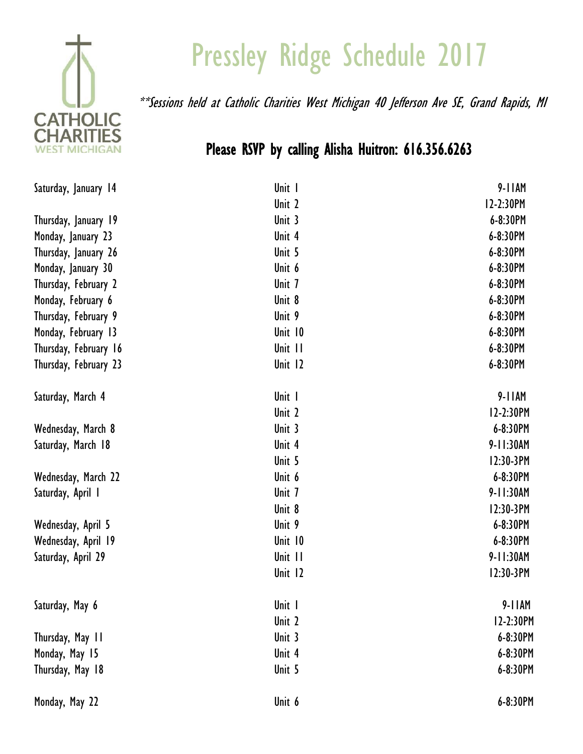# Pressley Ridge Schedule 2017

*\*\*Sessions held at Catholic Charities West Michigan 40 Jefferson Ave SE, Grand Rapids, MI*

## Please RSVP by calling Alisha Huitron: 616.356.6263

| Date | Unit | Time |
|---|---|---|
| Saturday, January 14 | Unit 1 | 9-11AM |
| | Unit 2 | 12-2:30PM |
| Thursday, January 19 | Unit 3 | 6-8:30PM |
| Monday, January 23 | Unit 4 | 6-8:30PM |
| Thursday, January 26 | Unit 5 | 6-8:30PM |
| Monday, January 30 | Unit 6 | 6-8:30PM |
| Thursday, February 2 | Unit 7 | 6-8:30PM |
| Monday, February 6 | Unit 8 | 6-8:30PM |
| Thursday, February 9 | Unit 9 | 6-8:30PM |
| Monday, February 13 | Unit 10 | 6-8:30PM |
| Thursday, February 16 | Unit 11 | 6-8:30PM |
| Thursday, February 23 | Unit 12 | 6-8:30PM |
| | | |
| Saturday, March 4 | Unit 1 | 9-11AM |
| | Unit 2 | 12-2:30PM |
| Wednesday, March 8 | Unit 3 | 6-8:30PM |
| Saturday, March 18 | Unit 4 | 9-11:30AM |
| | Unit 5 | 12:30-3PM |
| Wednesday, March 22 | Unit 6 | 6-8:30PM |
| Saturday, April 1 | Unit 7 | 9-11:30AM |
| | Unit 8 | 12:30-3PM |
| Wednesday, April 5 | Unit 9 | 6-8:30PM |
| Wednesday, April 19 | Unit 10 | 6-8:30PM |
| Saturday, April 29 | Unit 11 | 9-11:30AM |
| | Unit 12 | 12:30-3PM |
| | | |
| Saturday, May 6 | Unit 1 | 9-11AM |
| | Unit 2 | 12-2:30PM |
| Thursday, May 11 | Unit 3 | 6-8:30PM |
| Monday, May 15 | Unit 4 | 6-8:30PM |
| Thursday, May 18 | Unit 5 | 6-8:30PM |
| | | |
| Monday, May 22 | Unit 6 | 6-8:30PM |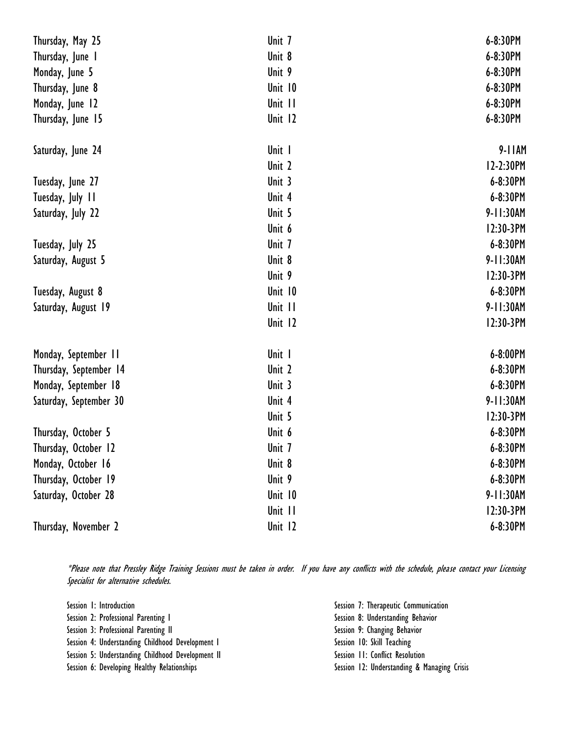| | | |
|---|---|---|
| Thursday, May 25 | Unit 7 | 6-8:30PM |
| Thursday, June 1 | Unit 8 | 6-8:30PM |
| Monday, June 5 | Unit 9 | 6-8:30PM |
| Thursday, June 8 | Unit 10 | 6-8:30PM |
| Monday, June 12 | Unit 11 | 6-8:30PM |
| Thursday, June 15 | Unit 12 | 6-8:30PM |
| | | |
| Saturday, June 24 | Unit 1 | 9-11AM |
| | Unit 2 | 12-2:30PM |
| Tuesday, June 27 | Unit 3 | 6-8:30PM |
| Tuesday, July 11 | Unit 4 | 6-8:30PM |
| Saturday, July 22 | Unit 5 | 9-11:30AM |
| | Unit 6 | 12:30-3PM |
| Tuesday, July 25 | Unit 7 | 6-8:30PM |
| Saturday, August 5 | Unit 8 | 9-11:30AM |
| | Unit 9 | 12:30-3PM |
| Tuesday, August 8 | Unit 10 | 6-8:30PM |
| Saturday, August 19 | Unit 11 | 9-11:30AM |
| | Unit 12 | 12:30-3PM |
| | | |
| Monday, September 11 | Unit 1 | 6-8:00PM |
| Thursday, September 14 | Unit 2 | 6-8:30PM |
| Monday, September 18 | Unit 3 | 6-8:30PM |
| Saturday, September 30 | Unit 4 | 9-11:30AM |
| | Unit 5 | 12:30-3PM |
| Thursday, October 5 | Unit 6 | 6-8:30PM |
| Thursday, October 12 | Unit 7 | 6-8:30PM |
| Monday, October 16 | Unit 8 | 6-8:30PM |
| Thursday, October 19 | Unit 9 | 6-8:30PM |
| Saturday, October 28 | Unit 10 | 9-11:30AM |
| | Unit 11 | 12:30-3PM |
| Thursday, November 2 | Unit 12 | 6-8:30PM |

*\*Please note that Pressley Ridge Training Sessions must be taken in order. If you have any conflicts with the schedule, please contact your Licensing Specialist for alternative schedules.*

Session 1: Introduction
Session 2: Professional Parenting I
Session 3: Professional Parenting II
Session 4: Understanding Childhood Development I
Session 5: Understanding Childhood Development II
Session 6: Developing Healthy Relationships
Session 7: Therapeutic Communication
Session 8: Understanding Behavior
Session 9: Changing Behavior
Session 10: Skill Teaching
Session 11: Conflict Resolution
Session 12: Understanding & Managing Crisis